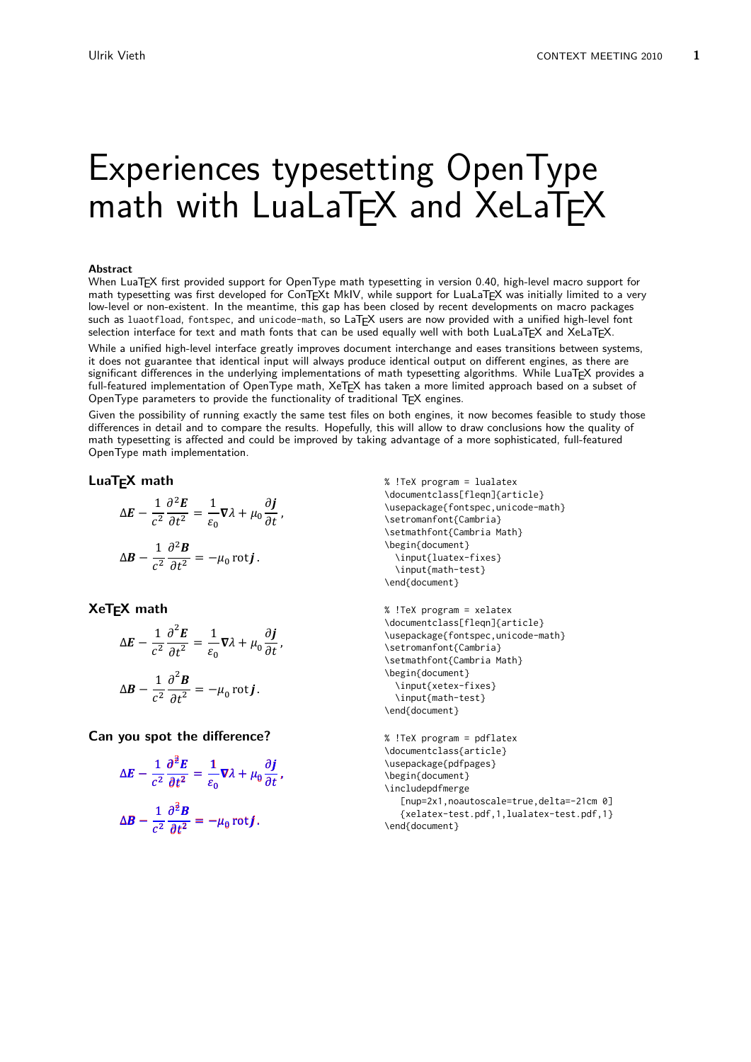# Experiences typesetting OpenType math with LuaLaTEX and XeLaTEX

**Abstract**

When LuaTEX first provided support for OpenType math typesetting in version 0.40, high-level macro support for math typesetting was first developed for ConTEXt MkIV, while support for LuaLaTEX was initially limited to a very low-level or non-existent. In the meantime, this gap has been closed by recent developments on macro packages such as `luaotfload`, `fontspec`, and `unicode-math`, so LaTEX users are now provided with a unified high-level font selection interface for text and math fonts that can be used equally well with both LuaLaTEX and XeLaTEX.

While a unified high-level interface greatly improves document interchange and eases transitions between systems, it does not guarantee that identical input will always produce identical output on different engines, as there are significant differences in the underlying implementations of math typesetting algorithms. While LuaTEX provides a full-featured implementation of OpenType math, XeTEX has taken a more limited approach based on a subset of OpenType parameters to provide the functionality of traditional TEX engines.

Given the possibility of running exactly the same test files on both engines, it now becomes feasible to study those differences in detail and to compare the results. Hopefully, this will allow to draw conclusions how the quality of math typesetting is affected and could be improved by taking advantage of a more sophisticated, full-featured OpenType math implementation.

## LuaTEX math

$$\Delta \boldsymbol{E} - \frac{1}{c^2}\frac{\partial^2 \boldsymbol{E}}{\partial t^2} = \frac{1}{\varepsilon_0}\boldsymbol{\nabla}\lambda + \mu_0 \frac{\partial \boldsymbol{j}}{\partial t},$$

$$\Delta \boldsymbol{B} - \frac{1}{c^2}\frac{\partial^2 \boldsymbol{B}}{\partial t^2} = -\mu_0 \operatorname{rot} \boldsymbol{j}.$$

```
% !TeX program = lualatex
\documentclass[fleqn]{article}
\usepackage{fontspec,unicode-math}
\setromanfont{Cambria}
\setmathfont{Cambria Math}
\begin{document}
  \input{luatex-fixes}
  \input{math-test}
\end{document}
```

## XeTEX math

$$\Delta \boldsymbol{E} - \frac{1}{c^2}\frac{\partial^2 \boldsymbol{E}}{\partial t^2} = \frac{1}{\varepsilon_0}\boldsymbol{\nabla}\lambda + \mu_0 \frac{\partial \boldsymbol{j}}{\partial t},$$

$$\Delta \boldsymbol{B} - \frac{1}{c^2}\frac{\partial^2 \boldsymbol{B}}{\partial t^2} = -\mu_0 \operatorname{rot} \boldsymbol{j}.$$

```
% !TeX program = xelatex
\documentclass[fleqn]{article}
\usepackage{fontspec,unicode-math}
\setromanfont{Cambria}
\setmathfont{Cambria Math}
\begin{document}
  \input{xetex-fixes}
  \input{math-test}
\end{document}
```

## Can you spot the difference?

$$\Delta \boldsymbol{E} - \frac{1}{c^2}\frac{\partial^2 \boldsymbol{E}}{\partial t^2} = \frac{1}{\varepsilon_0}\boldsymbol{\nabla}\lambda + \mu_0 \frac{\partial \boldsymbol{j}}{\partial t},$$

$$\Delta \boldsymbol{B} - \frac{1}{c^2}\frac{\partial^2 \boldsymbol{B}}{\partial t^2} = -\mu_0 \operatorname{rot} \boldsymbol{j}.$$

```
% !TeX program = pdflatex
\documentclass{article}
\usepackage{pdfpages}
\begin{document}
\includepdfmerge
   [nup=2x1,noautoscale=true,delta=-21cm 0]
   {xelatex-test.pdf,1,lualatex-test.pdf,1}
\end{document}
```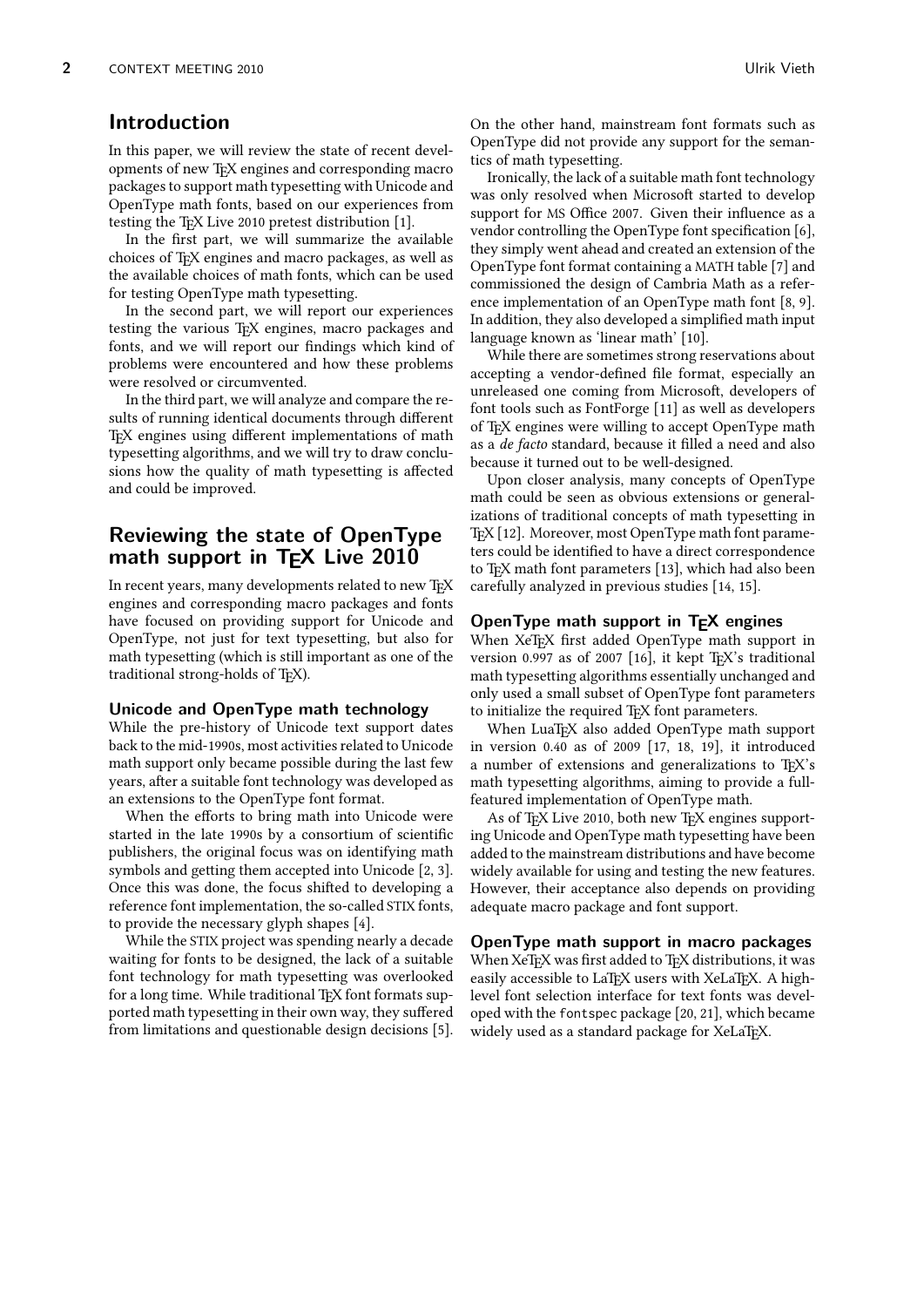## Introduction

In this paper, we will review the state of recent developments of new TEX engines and corresponding macro packages to support math typesetting with Unicode and OpenType math fonts, based on our experiences from testing the TEX Live 2010 pretest distribution [1].

In the first part, we will summarize the available choices of TEX engines and macro packages, as well as the available choices of math fonts, which can be used for testing OpenType math typesetting.

In the second part, we will report our experiences testing the various TEX engines, macro packages and fonts, and we will report our findings which kind of problems were encountered and how these problems were resolved or circumvented.

In the third part, we will analyze and compare the results of running identical documents through different TEX engines using different implementations of math typesetting algorithms, and we will try to draw conclusions how the quality of math typesetting is affected and could be improved.

## Reviewing the state of OpenType math support in TEX Live 2010

In recent years, many developments related to new TEX engines and corresponding macro packages and fonts have focused on providing support for Unicode and OpenType, not just for text typesetting, but also for math typesetting (which is still important as one of the traditional strong-holds of TEX).

### Unicode and OpenType math technology

While the pre-history of Unicode text support dates back to the mid-1990s, most activities related to Unicode math support only became possible during the last few years, after a suitable font technology was developed as an extensions to the OpenType font format.

When the efforts to bring math into Unicode were started in the late 1990s by a consortium of scientific publishers, the original focus was on identifying math symbols and getting them accepted into Unicode [2, 3]. Once this was done, the focus shifted to developing a reference font implementation, the so-called STIX fonts, to provide the necessary glyph shapes [4].

While the STIX project was spending nearly a decade waiting for fonts to be designed, the lack of a suitable font technology for math typesetting was overlooked for a long time. While traditional TEX font formats supported math typesetting in their own way, they suffered from limitations and questionable design decisions [5]. On the other hand, mainstream font formats such as OpenType did not provide any support for the semantics of math typesetting.

Ironically, the lack of a suitable math font technology was only resolved when Microsoft started to develop support for MS Office 2007. Given their influence as a vendor controlling the OpenType font specification [6], they simply went ahead and created an extension of the OpenType font format containing a MATH table [7] and commissioned the design of Cambria Math as a reference implementation of an OpenType math font [8, 9]. In addition, they also developed a simplified math input language known as 'linear math' [10].

While there are sometimes strong reservations about accepting a vendor-defined file format, especially an unreleased one coming from Microsoft, developers of font tools such as FontForge [11] as well as developers of TEX engines were willing to accept OpenType math as a *de facto* standard, because it filled a need and also because it turned out to be well-designed.

Upon closer analysis, many concepts of OpenType math could be seen as obvious extensions or generalizations of traditional concepts of math typesetting in TEX [12]. Moreover, most OpenType math font parameters could be identified to have a direct correspondence to TEX math font parameters [13], which had also been carefully analyzed in previous studies [14, 15].

### OpenType math support in TEX engines

When XeTEX first added OpenType math support in version 0.997 as of 2007 [16], it kept TEX's traditional math typesetting algorithms essentially unchanged and only used a small subset of OpenType font parameters to initialize the required TEX font parameters.

When LuaTEX also added OpenType math support in version 0.40 as of 2009 [17, 18, 19], it introduced a number of extensions and generalizations to TEX's math typesetting algorithms, aiming to provide a full-featured implementation of OpenType math.

As of TEX Live 2010, both new TEX engines supporting Unicode and OpenType math typesetting have been added to the mainstream distributions and have become widely available for using and testing the new features. However, their acceptance also depends on providing adequate macro package and font support.

### OpenType math support in macro packages

When XeTEX was first added to TEX distributions, it was easily accessible to LaTEX users with XeLaTEX. A high-level font selection interface for text fonts was developed with the `fontspec` package [20, 21], which became widely used as a standard package for XeLaTEX.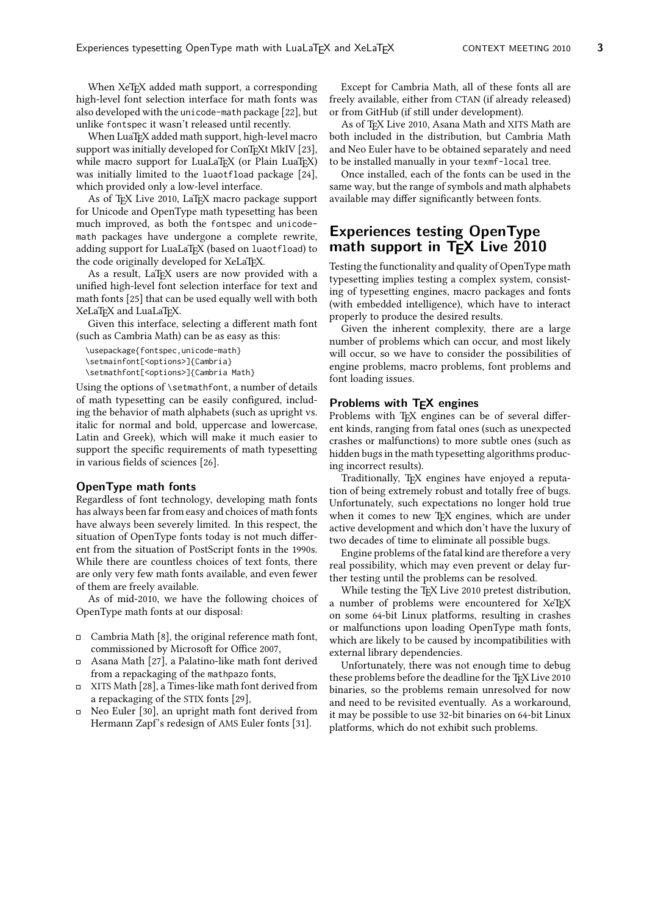When XeTEX added math support, a corresponding high-level font selection interface for math fonts was also developed with the `unicode-math` package [22], but unlike `fontspec` it wasn't released until recently.

When LuaTEX added math support, high-level macro support was initially developed for ConTEXt MkIV [23], while macro support for LuaLaTEX (or Plain LuaTEX) was initially limited to the `luaotfload` package [24], which provided only a low-level interface.

As of TEX Live 2010, LaTEX macro package support for Unicode and OpenType math typesetting has been much improved, as both the `fontspec` and `unicode-math` packages have undergone a complete rewrite, adding support for LuaLaTEX (based on `luaotfload`) to the code originally developed for XeLaTEX.

As a result, LaTEX users are now provided with a unified high-level font selection interface for text and math fonts [25] that can be used equally well with both XeLaTEX and LuaLaTEX.

Given this interface, selecting a different math font (such as Cambria Math) can be as easy as this:

```
\usepackage{fontspec,unicode-math}
\setmainfont[<options>]{Cambria}
\setmathfont[<options>]{Cambria Math}
```

Using the options of `\setmathfont`, a number of details of math typesetting can be easily configured, including the behavior of math alphabets (such as upright vs. italic for normal and bold, uppercase and lowercase, Latin and Greek), which will make it much easier to support the specific requirements of math typesetting in various fields of sciences [26].

### OpenType math fonts

Regardless of font technology, developing math fonts has always been far from easy and choices of math fonts have always been severely limited. In this respect, the situation of OpenType fonts today is not much different from the situation of PostScript fonts in the 1990s. While there are countless choices of text fonts, there are only very few math fonts available, and even fewer of them are freely available.

As of mid-2010, we have the following choices of OpenType math fonts at our disposal:

- Cambria Math [8], the original reference math font, commissioned by Microsoft for Office 2007,
- Asana Math [27], a Palatino-like math font derived from a repackaging of the `mathpazo` fonts,
- XITS Math [28], a Times-like math font derived from a repackaging of the STIX fonts [29],
- Neo Euler [30], an upright math font derived from Hermann Zapf's redesign of AMS Euler fonts [31].

Except for Cambria Math, all of these fonts all are freely available, either from CTAN (if already released) or from GitHub (if still under development).

As of TEX Live 2010, Asana Math and XITS Math are both included in the distribution, but Cambria Math and Neo Euler have to be obtained separately and need to be installed manually in your `texmf-local` tree.

Once installed, each of the fonts can be used in the same way, but the range of symbols and math alphabets available may differ significantly between fonts.

## Experiences testing OpenType math support in TEX Live 2010

Testing the functionality and quality of OpenType math typesetting implies testing a complex system, consisting of typesetting engines, macro packages and fonts (with embedded intelligence), which have to interact properly to produce the desired results.

Given the inherent complexity, there are a large number of problems which can occur, and most likely will occur, so we have to consider the possibilities of engine problems, macro problems, font problems and font loading issues.

### Problems with TEX engines

Problems with TEX engines can be of several different kinds, ranging from fatal ones (such as unexpected crashes or malfunctions) to more subtle ones (such as hidden bugs in the math typesetting algorithms producing incorrect results).

Traditionally, TEX engines have enjoyed a reputation of being extremely robust and totally free of bugs. Unfortunately, such expectations no longer hold true when it comes to new TEX engines, which are under active development and which don't have the luxury of two decades of time to eliminate all possible bugs.

Engine problems of the fatal kind are therefore a very real possibility, which may even prevent or delay further testing until the problems can be resolved.

While testing the TEX Live 2010 pretest distribution, a number of problems were encountered for XeTEX on some 64-bit Linux platforms, resulting in crashes or malfunctions upon loading OpenType math fonts, which are likely to be caused by incompatibilities with external library dependencies.

Unfortunately, there was not enough time to debug these problems before the deadline for the TEX Live 2010 binaries, so the problems remain unresolved for now and need to be revisited eventually. As a workaround, it may be possible to use 32-bit binaries on 64-bit Linux platforms, which do not exhibit such problems.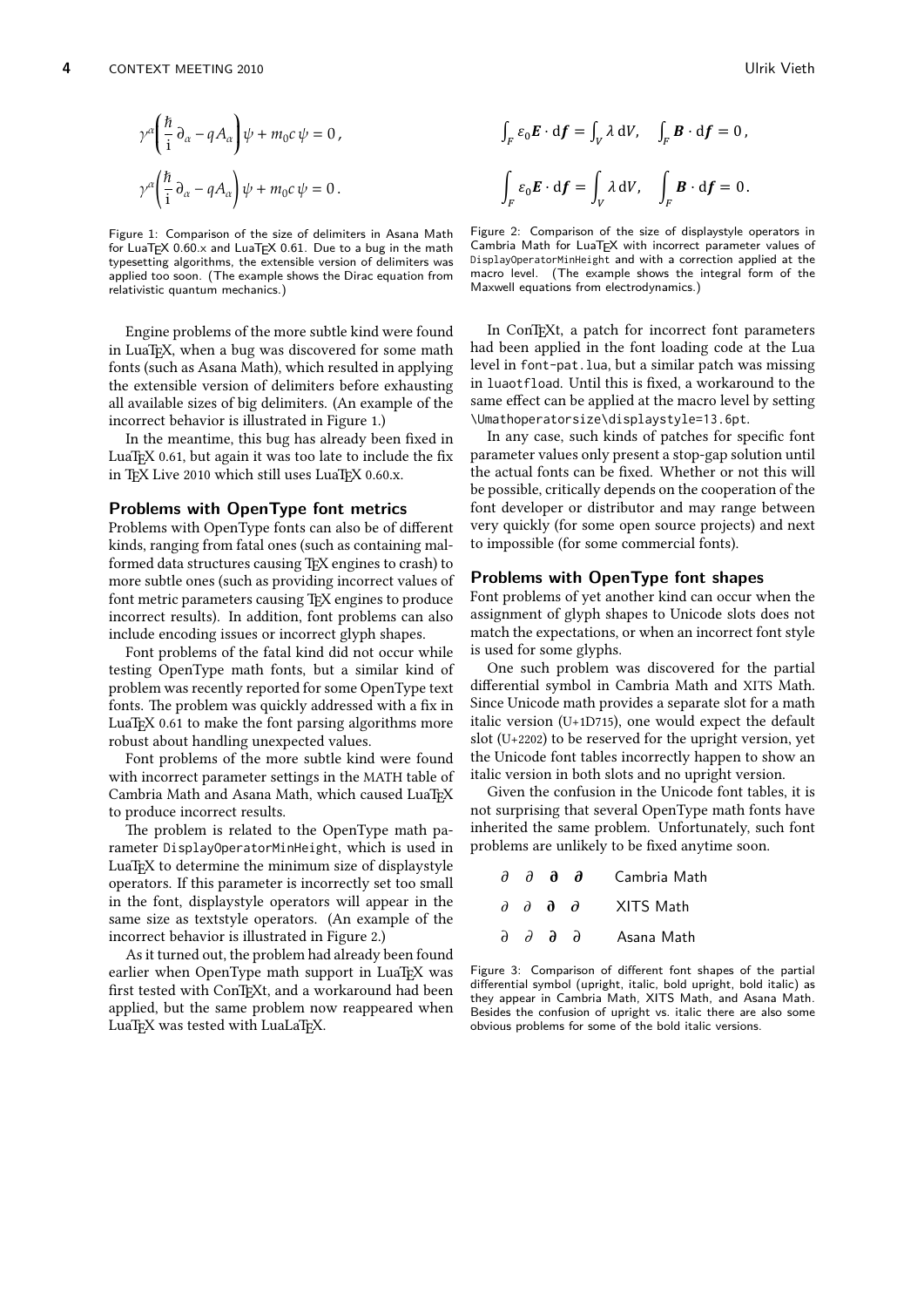$$\gamma^\alpha \left( \frac{\hbar}{\mathrm{i}} \partial_\alpha - q A_\alpha \right) \psi + m_0 c \, \psi = 0 \,,$$

$$\gamma^\alpha \left( \frac{\hbar}{\mathrm{i}} \partial_\alpha - q A_\alpha \right) \psi + m_0 c \, \psi = 0 \,.$$

Figure 1: Comparison of the size of delimiters in Asana Math for LuaTEX 0.60.x and LuaTEX 0.61. Due to a bug in the math typesetting algorithms, the extensible version of delimiters was applied too soon. (The example shows the Dirac equation from relativistic quantum mechanics.)

$$\int_F \varepsilon_0 \boldsymbol{E} \cdot \mathrm{d}\boldsymbol{f} = \int_V \lambda \, \mathrm{d}V, \quad \int_F \boldsymbol{B} \cdot \mathrm{d}\boldsymbol{f} = 0 \,,$$

$$\int_F \varepsilon_0 \boldsymbol{E} \cdot \mathrm{d}\boldsymbol{f} = \int_V \lambda \, \mathrm{d}V, \quad \int_F \boldsymbol{B} \cdot \mathrm{d}\boldsymbol{f} = 0 \,.$$

Figure 2: Comparison of the size of displaystyle operators in Cambria Math for LuaTEX with incorrect parameter values of DisplayOperatorMinHeight and with a correction applied at the macro level. (The example shows the integral form of the Maxwell equations from electrodynamics.)

Engine problems of the more subtle kind were found in LuaTEX, when a bug was discovered for some math fonts (such as Asana Math), which resulted in applying the extensible version of delimiters before exhausting all available sizes of big delimiters. (An example of the incorrect behavior is illustrated in Figure 1.)

In the meantime, this bug has already been fixed in LuaTEX 0.61, but again it was too late to include the fix in TEX Live 2010 which still uses LuaTEX 0.60.x.

## Problems with OpenType font metrics

Problems with OpenType fonts can also be of different kinds, ranging from fatal ones (such as containing malformed data structures causing TEX engines to crash) to more subtle ones (such as providing incorrect values of font metric parameters causing TEX engines to produce incorrect results). In addition, font problems can also include encoding issues or incorrect glyph shapes.

Font problems of the fatal kind did not occur while testing OpenType math fonts, but a similar kind of problem was recently reported for some OpenType text fonts. The problem was quickly addressed with a fix in LuaTEX 0.61 to make the font parsing algorithms more robust about handling unexpected values.

Font problems of the more subtle kind were found with incorrect parameter settings in the MATH table of Cambria Math and Asana Math, which caused LuaTEX to produce incorrect results.

The problem is related to the OpenType math parameter `DisplayOperatorMinHeight`, which is used in LuaTEX to determine the minimum size of displaystyle operators. If this parameter is incorrectly set too small in the font, displaystyle operators will appear in the same size as textstyle operators. (An example of the incorrect behavior is illustrated in Figure 2.)

As it turned out, the problem had already been found earlier when OpenType math support in LuaTEX was first tested with ConTEXt, and a workaround had been applied, but the same problem now reappeared when LuaTEX was tested with LuaLaTEX.

In ConTEXt, a patch for incorrect font parameters had been applied in the font loading code at the Lua level in `font-pat.lua`, but a similar patch was missing in `luaotfload`. Until this is fixed, a workaround to the same effect can be applied at the macro level by setting `\Umathoperatorsize\displaystyle=13.6pt`.

In any case, such kinds of patches for specific font parameter values only present a stop-gap solution until the actual fonts can be fixed. Whether or not this will be possible, critically depends on the cooperation of the font developer or distributor and may range between very quickly (for some open source projects) and next to impossible (for some commercial fonts).

## Problems with OpenType font shapes

Font problems of yet another kind can occur when the assignment of glyph shapes to Unicode slots does not match the expectations, or when an incorrect font style is used for some glyphs.

One such problem was discovered for the partial differential symbol in Cambria Math and XITS Math. Since Unicode math provides a separate slot for a math italic version (U+1D715), one would expect the default slot (U+2202) to be reserved for the upright version, yet the Unicode font tables incorrectly happen to show an italic version in both slots and no upright version.

Given the confusion in the Unicode font tables, it is not surprising that several OpenType math fonts have inherited the same problem. Unfortunately, such font problems are unlikely to be fixed anytime soon.

| | | | | |
|---|---|---|---|---|
| ∂ | ∂ | ∂ | ∂ | Cambria Math |
| ∂ | ∂ | ∂ | ∂ | XITS Math |
| ∂ | ∂ | ∂ | ∂ | Asana Math |

Figure 3: Comparison of different font shapes of the partial differential symbol (upright, italic, bold upright, bold italic) as they appear in Cambria Math, XITS Math, and Asana Math. Besides the confusion of upright vs. italic there are also some obvious problems for some of the bold italic versions.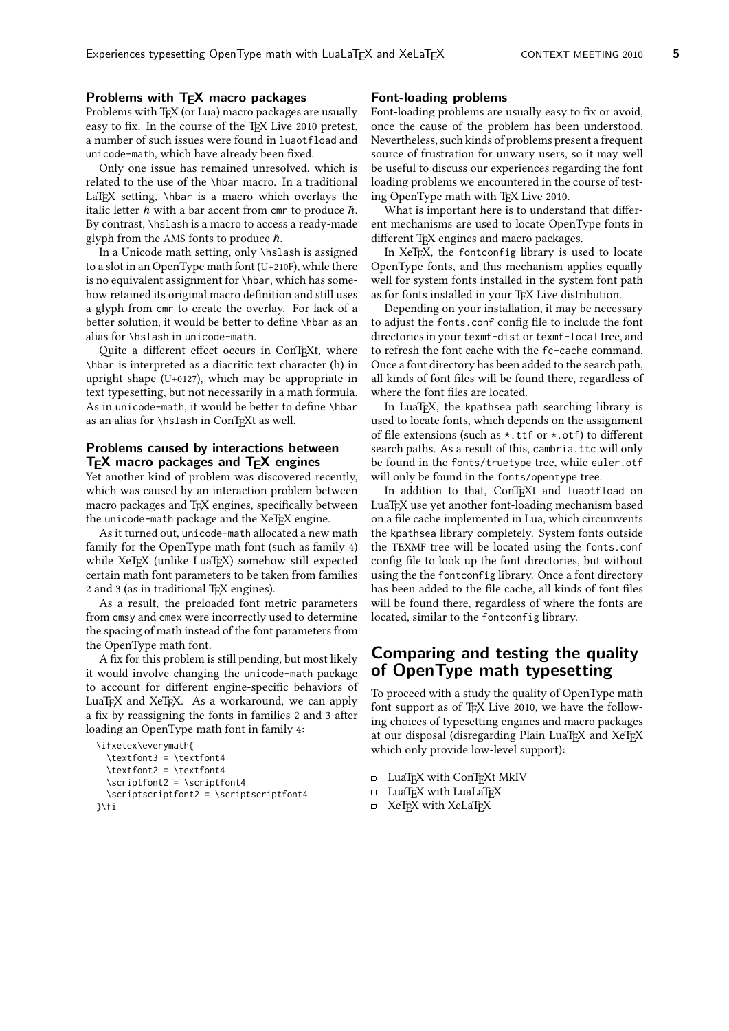### Problems with TEX macro packages

Problems with TEX (or Lua) macro packages are usually easy to fix. In the course of the TEX Live 2010 pretest, a number of such issues were found in `luaotfload` and `unicode-math`, which have already been fixed.

Only one issue has remained unresolved, which is related to the use of the `\hbar` macro. In a traditional LaTEX setting, `\hbar` is a macro which overlays the italic letter *h* with a bar accent from `cmr` to produce $\hbar$. By contrast, `\hslash` is a macro to access a ready-made glyph from the AMS fonts to produce $\hslash$.

In a Unicode math setting, only `\hslash` is assigned to a slot in an OpenType math font (U+210F), while there is no equivalent assignment for `\hbar`, which has somehow retained its original macro definition and still uses a glyph from `cmr` to create the overlay. For lack of a better solution, it would be better to define `\hbar` as an alias for `\hslash` in `unicode-math`.

Quite a different effect occurs in ConTEXt, where `\hbar` is interpreted as a diacritic text character (ħ) in upright shape (U+0127), which may be appropriate in text typesetting, but not necessarily in a math formula. As in `unicode-math`, it would be better to define `\hbar` as an alias for `\hslash` in ConTEXt as well.

### Problems caused by interactions between TEX macro packages and TEX engines

Yet another kind of problem was discovered recently, which was caused by an interaction problem between macro packages and TEX engines, specifically between the `unicode-math` package and the XeTEX engine.

As it turned out, `unicode-math` allocated a new math family for the OpenType math font (such as family 4) while XeTEX (unlike LuaTEX) somehow still expected certain math font parameters to be taken from families 2 and 3 (as in traditional TEX engines).

As a result, the preloaded font metric parameters from `cmsy` and `cmex` were incorrectly used to determine the spacing of math instead of the font parameters from the OpenType math font.

A fix for this problem is still pending, but most likely it would involve changing the `unicode-math` package to account for different engine-specific behaviors of LuaTEX and XeTEX. As a workaround, we can apply a fix by reassigning the fonts in families 2 and 3 after loading an OpenType math font in family 4:

```
\ifxetex\everymath{
  \textfont3 = \textfont4
  \textfont2 = \textfont4
  \scriptfont2 = \scriptfont4
  \scriptscriptfont2 = \scriptscriptfont4
}\fi
```

### Font-loading problems

Font-loading problems are usually easy to fix or avoid, once the cause of the problem has been understood. Nevertheless, such kinds of problems present a frequent source of frustration for unwary users, so it may well be useful to discuss our experiences regarding the font loading problems we encountered in the course of testing OpenType math with TEX Live 2010.

What is important here is to understand that different mechanisms are used to locate OpenType fonts in different TEX engines and macro packages.

In XeTEX, the `fontconfig` library is used to locate OpenType fonts, and this mechanism applies equally well for system fonts installed in the system font path as for fonts installed in your TEX Live distribution.

Depending on your installation, it may be necessary to adjust the `fonts.conf` config file to include the font directories in your `texmf-dist` or `texmf-local` tree, and to refresh the font cache with the `fc-cache` command. Once a font directory has been added to the search path, all kinds of font files will be found there, regardless of where the font files are located.

In LuaTEX, the `kpathsea` path searching library is used to locate fonts, which depends on the assignment of file extensions (such as `*.ttf` or `*.otf`) to different search paths. As a result of this, `cambria.ttc` will only be found in the `fonts/truetype` tree, while `euler.otf` will only be found in the `fonts/opentype` tree.

In addition to that, ConTEXt and `luaotfload` on LuaTEX use yet another font-loading mechanism based on a file cache implemented in Lua, which circumvents the `kpathsea` library completely. System fonts outside the TEXMF tree will be located using the `fonts.conf` config file to look up the font directories, but without using the the `fontconfig` library. Once a font directory has been added to the file cache, all kinds of font files will be found there, regardless of where the fonts are located, similar to the `fontconfig` library.

## Comparing and testing the quality of OpenType math typesetting

To proceed with a study the quality of OpenType math font support as of TEX Live 2010, we have the following choices of typesetting engines and macro packages at our disposal (disregarding Plain LuaTEX and XeTEX which only provide low-level support):

- LuaTEX with ConTEXt MkIV
- LuaTEX with LuaLaTEX
- XeTEX with XeLaTEX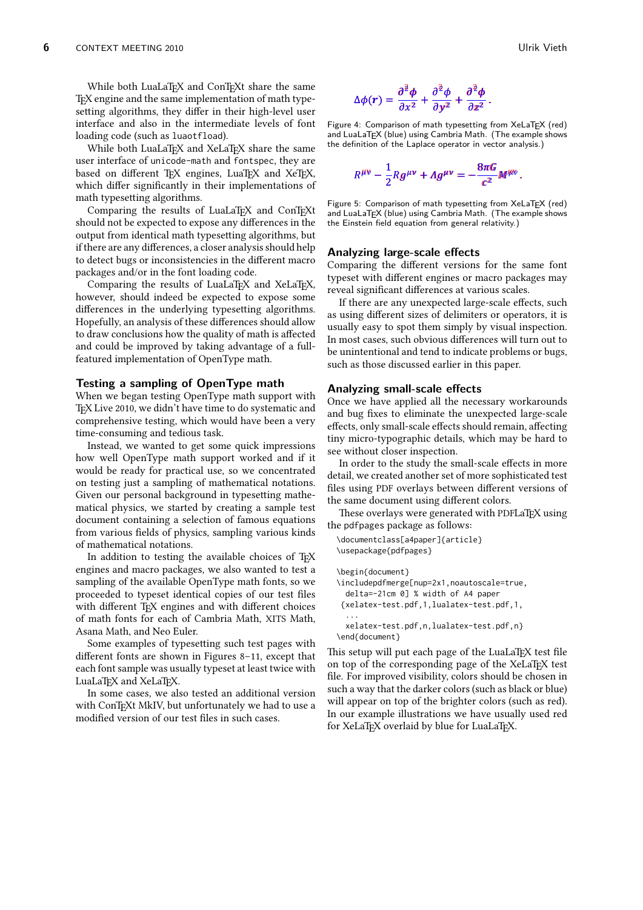While both LuaLaTEX and ConTEXt share the same TEX engine and the same implementation of math typesetting algorithms, they differ in their high-level user interface and also in the intermediate levels of font loading code (such as luaotfload).

While both LuaLaTEX and XeLaTEX share the same user interface of unicode-math and fontspec, they are based on different TEX engines, LuaTEX and XeTEX, which differ significantly in their implementations of math typesetting algorithms.

Comparing the results of LuaLaTEX and ConTEXt should not be expected to expose any differences in the output from identical math typesetting algorithms, but if there are any differences, a closer analysis should help to detect bugs or inconsistencies in the different macro packages and/or in the font loading code.

Comparing the results of LuaLaTEX and XeLaTEX, however, should indeed be expected to expose some differences in the underlying typesetting algorithms. Hopefully, an analysis of these differences should allow to draw conclusions how the quality of math is affected and could be improved by taking advantage of a full-featured implementation of OpenType math.

## Testing a sampling of OpenType math

When we began testing OpenType math support with TEX Live 2010, we didn't have time to do systematic and comprehensive testing, which would have been a very time-consuming and tedious task.

Instead, we wanted to get some quick impressions how well OpenType math support worked and if it would be ready for practical use, so we concentrated on testing just a sampling of mathematical notations. Given our personal background in typesetting mathematical physics, we started by creating a sample test document containing a selection of famous equations from various fields of physics, sampling various kinds of mathematical notations.

In addition to testing the available choices of TEX engines and macro packages, we also wanted to test a sampling of the available OpenType math fonts, so we proceeded to typeset identical copies of our test files with different TEX engines and with different choices of math fonts for each of Cambria Math, XITS Math, Asana Math, and Neo Euler.

Some examples of typesetting such test pages with different fonts are shown in Figures 8–11, except that each font sample was usually typeset at least twice with LuaLaTEX and XeLaTEX.

In some cases, we also tested an additional version with ConTEXt MkIV, but unfortunately we had to use a modified version of our test files in such cases.

$$\Delta\phi(r) = \frac{\partial^2\phi}{\partial x^2} + \frac{\partial^2\phi}{\partial y^2} + \frac{\partial^2\phi}{\partial z^2}\,.$$

Figure 4: Comparison of math typesetting from XeLaTEX (red) and LuaLaTEX (blue) using Cambria Math. (The example shows the definition of the Laplace operator in vector analysis.)

$$R^{\mu\nu} - \frac{1}{2}Rg^{\mu\nu} + \Lambda g^{\mu\nu} = -\frac{8\pi G}{c^2}M^{\mu\nu}\,.$$

Figure 5: Comparison of math typesetting from XeLaTEX (red) and LuaLaTEX (blue) using Cambria Math. (The example shows the Einstein field equation from general relativity.)

## Analyzing large-scale effects

Comparing the different versions for the same font typeset with different engines or macro packages may reveal significant differences at various scales.

If there are any unexpected large-scale effects, such as using different sizes of delimiters or operators, it is usually easy to spot them simply by visual inspection. In most cases, such obvious differences will turn out to be unintentional and tend to indicate problems or bugs, such as those discussed earlier in this paper.

## Analyzing small-scale effects

Once we have applied all the necessary workarounds and bug fixes to eliminate the unexpected large-scale effects, only small-scale effects should remain, affecting tiny micro-typographic details, which may be hard to see without closer inspection.

In order to the study the small-scale effects in more detail, we created another set of more sophisticated test files using PDF overlays between different versions of the same document using different colors.

These overlays were generated with PDFLaTEX using the pdfpages package as follows:

```
\documentclass[a4paper]{article}
\usepackage{pdfpages}

\begin{document}
\includepdfmerge[nup=2x1,noautoscale=true,
  delta=-21cm 0] % width of A4 paper
 {xelatex-test.pdf,1,lualatex-test.pdf,1,
  ...
  xelatex-test.pdf,n,lualatex-test.pdf,n}
\end{document}
```

This setup will put each page of the LuaLaTEX test file on top of the corresponding page of the XeLaTEX test file. For improved visibility, colors should be chosen in such a way that the darker colors (such as black or blue) will appear on top of the brighter colors (such as red). In our example illustrations we have usually used red for XeLaTEX overlaid by blue for LuaLaTEX.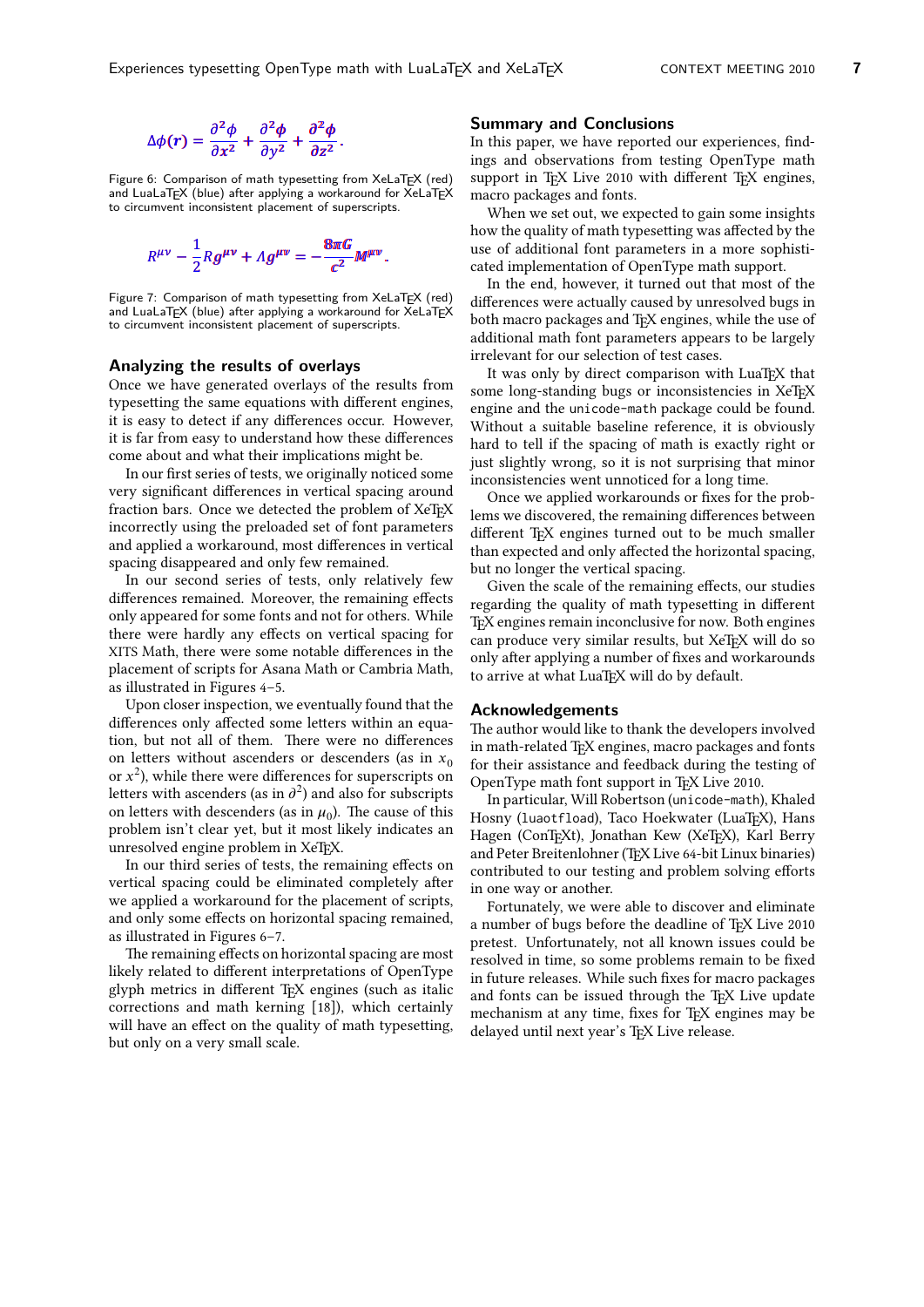$$\Delta\phi(\mathbf{r}) = \frac{\partial^2\phi}{\partial x^2} + \frac{\partial^2\phi}{\partial y^2} + \frac{\partial^2\phi}{\partial z^2}.$$

Figure 6: Comparison of math typesetting from XeLaTEX (red) and LuaLaTEX (blue) after applying a workaround for XeLaTEX to circumvent inconsistent placement of superscripts.

$$R^{\mu\nu} - \frac{1}{2}Rg^{\mu\nu} + \Lambda g^{\mu\nu} = -\frac{8\pi G}{c^2}M^{\mu\nu}.$$

Figure 7: Comparison of math typesetting from XeLaTEX (red) and LuaLaTEX (blue) after applying a workaround for XeLaTEX to circumvent inconsistent placement of superscripts.

## Analyzing the results of overlays

Once we have generated overlays of the results from typesetting the same equations with different engines, it is easy to detect if any differences occur. However, it is far from easy to understand how these differences come about and what their implications might be.

In our first series of tests, we originally noticed some very significant differences in vertical spacing around fraction bars. Once we detected the problem of XeTEX incorrectly using the preloaded set of font parameters and applied a workaround, most differences in vertical spacing disappeared and only few remained.

In our second series of tests, only relatively few differences remained. Moreover, the remaining effects only appeared for some fonts and not for others. While there were hardly any effects on vertical spacing for XITS Math, there were some notable differences in the placement of scripts for Asana Math or Cambria Math, as illustrated in Figures 4–5.

Upon closer inspection, we eventually found that the differences only affected some letters within an equation, but not all of them. There were no differences on letters without ascenders or descenders (as in $x_0$ or $x^2$), while there were differences for superscripts on letters with ascenders (as in $\partial^2$) and also for subscripts on letters with descenders (as in $\mu_0$). The cause of this problem isn't clear yet, but it most likely indicates an unresolved engine problem in XeTEX.

In our third series of tests, the remaining effects on vertical spacing could be eliminated completely after we applied a workaround for the placement of scripts, and only some effects on horizontal spacing remained, as illustrated in Figures 6–7.

The remaining effects on horizontal spacing are most likely related to different interpretations of OpenType glyph metrics in different TEX engines (such as italic corrections and math kerning [18]), which certainly will have an effect on the quality of math typesetting, but only on a very small scale.

## Summary and Conclusions

In this paper, we have reported our experiences, findings and observations from testing OpenType math support in TEX Live 2010 with different TEX engines, macro packages and fonts.

When we set out, we expected to gain some insights how the quality of math typesetting was affected by the use of additional font parameters in a more sophisticated implementation of OpenType math support.

In the end, however, it turned out that most of the differences were actually caused by unresolved bugs in both macro packages and TEX engines, while the use of additional math font parameters appears to be largely irrelevant for our selection of test cases.

It was only by direct comparison with LuaTEX that some long-standing bugs or inconsistencies in XeTEX engine and the `unicode-math` package could be found. Without a suitable baseline reference, it is obviously hard to tell if the spacing of math is exactly right or just slightly wrong, so it is not surprising that minor inconsistencies went unnoticed for a long time.

Once we applied workarounds or fixes for the problems we discovered, the remaining differences between different TEX engines turned out to be much smaller than expected and only affected the horizontal spacing, but no longer the vertical spacing.

Given the scale of the remaining effects, our studies regarding the quality of math typesetting in different TEX engines remain inconclusive for now. Both engines can produce very similar results, but XeTEX will do so only after applying a number of fixes and workarounds to arrive at what LuaTEX will do by default.

## Acknowledgements

The author would like to thank the developers involved in math-related TEX engines, macro packages and fonts for their assistance and feedback during the testing of OpenType math font support in TEX Live 2010.

In particular, Will Robertson (`unicode-math`), Khaled Hosny (`luaotfload`), Taco Hoekwater (LuaTEX), Hans Hagen (ConTEXt), Jonathan Kew (XeTEX), Karl Berry and Peter Breitenlohner (TEX Live 64-bit Linux binaries) contributed to our testing and problem solving efforts in one way or another.

Fortunately, we were able to discover and eliminate a number of bugs before the deadline of TEX Live 2010 pretest. Unfortunately, not all known issues could be resolved in time, so some problems remain to be fixed in future releases. While such fixes for macro packages and fonts can be issued through the TEX Live update mechanism at any time, fixes for TEX engines may be delayed until next year's TEX Live release.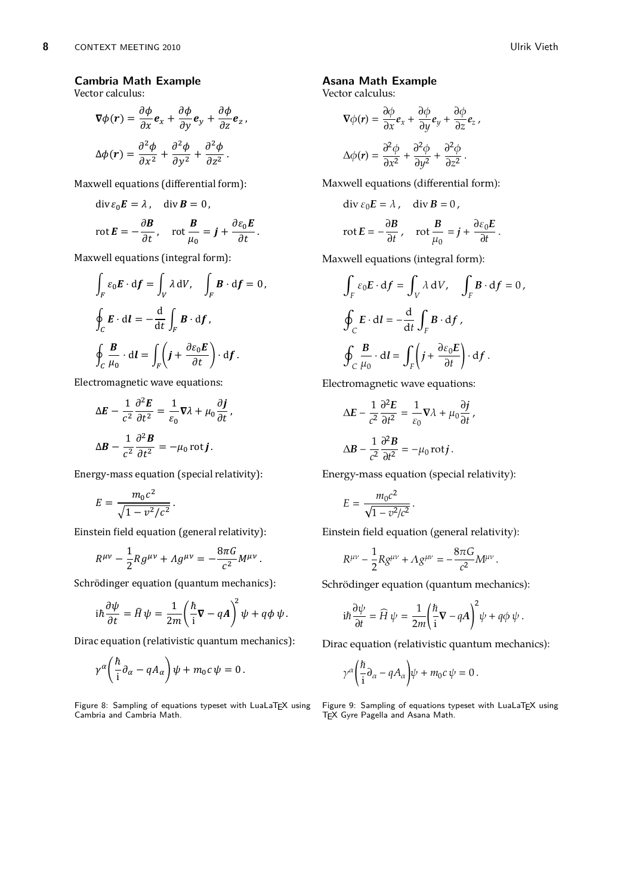### Cambria Math Example

Vector calculus:

$$\boldsymbol{\nabla}\phi(\boldsymbol{r}) = \frac{\partial\phi}{\partial x}\boldsymbol{e}_x + \frac{\partial\phi}{\partial y}\boldsymbol{e}_y + \frac{\partial\phi}{\partial z}\boldsymbol{e}_z\,,$$

$$\Delta\phi(\boldsymbol{r}) = \frac{\partial^2\phi}{\partial x^2} + \frac{\partial^2\phi}{\partial y^2} + \frac{\partial^2\phi}{\partial z^2}\,.$$

Maxwell equations (differential form):

$$\operatorname{div}\varepsilon_0\boldsymbol{E} = \lambda\,,\quad \operatorname{div}\boldsymbol{B} = 0\,,$$

$$\operatorname{rot}\boldsymbol{E} = -\frac{\partial\boldsymbol{B}}{\partial t}\,,\quad \operatorname{rot}\frac{\boldsymbol{B}}{\mu_0} = \boldsymbol{j} + \frac{\partial\varepsilon_0\boldsymbol{E}}{\partial t}\,.$$

Maxwell equations (integral form):

$$\int_F \varepsilon_0\boldsymbol{E}\cdot\mathrm{d}\boldsymbol{f} = \int_V \lambda\,\mathrm{d}V,\quad \int_F \boldsymbol{B}\cdot\mathrm{d}\boldsymbol{f} = 0\,,$$

$$\oint_C \boldsymbol{E}\cdot\mathrm{d}\boldsymbol{l} = -\frac{\mathrm{d}}{\mathrm{d}t}\int_F \boldsymbol{B}\cdot\mathrm{d}\boldsymbol{f}\,,$$

$$\oint_C \frac{\boldsymbol{B}}{\mu_0}\cdot\mathrm{d}\boldsymbol{l} = \int_F\left(\boldsymbol{j} + \frac{\partial\varepsilon_0\boldsymbol{E}}{\partial t}\right)\cdot\mathrm{d}\boldsymbol{f}\,.$$

Electromagnetic wave equations:

$$\Delta\boldsymbol{E} - \frac{1}{c^2}\frac{\partial^2\boldsymbol{E}}{\partial t^2} = \frac{1}{\varepsilon_0}\boldsymbol{\nabla}\lambda + \mu_0\frac{\partial\boldsymbol{j}}{\partial t}\,,$$

$$\Delta\boldsymbol{B} - \frac{1}{c^2}\frac{\partial^2\boldsymbol{B}}{\partial t^2} = -\mu_0\operatorname{rot}\boldsymbol{j}\,.$$

Energy-mass equation (special relativity):

$$E = \frac{m_0c^2}{\sqrt{1 - v^2/c^2}}\,.$$

Einstein field equation (general relativity):

$$R^{\mu\nu} - \frac{1}{2}Rg^{\mu\nu} + \Lambda g^{\mu\nu} = -\frac{8\pi G}{c^2}M^{\mu\nu}\,.$$

Schrödinger equation (quantum mechanics):

$$\mathrm{i}\hbar\frac{\partial\psi}{\partial t} = \widehat{H}\,\psi = \frac{1}{2m}\left(\frac{\hbar}{\mathrm{i}}\boldsymbol{\nabla} - q\boldsymbol{A}\right)^2\psi + q\phi\,\psi\,.$$

Dirac equation (relativistic quantum mechanics):

$$\gamma^\alpha\left(\frac{\hbar}{\mathrm{i}}\partial_\alpha - qA_\alpha\right)\psi + m_0c\,\psi = 0\,.$$

Figure 8: Sampling of equations typeset with LuaLaTeX using Cambria and Cambria Math.

### Asana Math Example

Vector calculus:

$$\boldsymbol{\nabla}\phi(\boldsymbol{r}) = \frac{\partial\phi}{\partial x}\boldsymbol{e}_x + \frac{\partial\phi}{\partial y}\boldsymbol{e}_y + \frac{\partial\phi}{\partial z}\boldsymbol{e}_z\,,$$

$$\Delta\phi(\boldsymbol{r}) = \frac{\partial^2\phi}{\partial x^2} + \frac{\partial^2\phi}{\partial y^2} + \frac{\partial^2\phi}{\partial z^2}\,.$$

Maxwell equations (differential form):

$$\operatorname{div}\varepsilon_0\boldsymbol{E} = \lambda\,,\quad \operatorname{div}\boldsymbol{B} = 0\,,$$

$$\operatorname{rot}\boldsymbol{E} = -\frac{\partial\boldsymbol{B}}{\partial t}\,,\quad \operatorname{rot}\frac{\boldsymbol{B}}{\mu_0} = \boldsymbol{j} + \frac{\partial\varepsilon_0\boldsymbol{E}}{\partial t}\,.$$

Maxwell equations (integral form):

$$\int_F \varepsilon_0\boldsymbol{E}\cdot\mathrm{d}\boldsymbol{f} = \int_V \lambda\,\mathrm{d}V,\quad \int_F \boldsymbol{B}\cdot\mathrm{d}\boldsymbol{f} = 0\,,$$

$$\oint_C \boldsymbol{E}\cdot\mathrm{d}\boldsymbol{l} = -\frac{\mathrm{d}}{\mathrm{d}t}\int_F \boldsymbol{B}\cdot\mathrm{d}\boldsymbol{f}\,,$$

$$\oint_C \frac{\boldsymbol{B}}{\mu_0}\cdot\mathrm{d}\boldsymbol{l} = \int_F\left(\boldsymbol{j} + \frac{\partial\varepsilon_0\boldsymbol{E}}{\partial t}\right)\cdot\mathrm{d}\boldsymbol{f}\,.$$

Electromagnetic wave equations:

$$\Delta\boldsymbol{E} - \frac{1}{c^2}\frac{\partial^2\boldsymbol{E}}{\partial t^2} = \frac{1}{\varepsilon_0}\boldsymbol{\nabla}\lambda + \mu_0\frac{\partial\boldsymbol{j}}{\partial t}\,,$$

$$\Delta\boldsymbol{B} - \frac{1}{c^2}\frac{\partial^2\boldsymbol{B}}{\partial t^2} = -\mu_0\operatorname{rot}\boldsymbol{j}\,.$$

Energy-mass equation (special relativity):

$$E = \frac{m_0c^2}{\sqrt{1 - v^2/c^2}}\,.$$

Einstein field equation (general relativity):

$$R^{\mu\nu} - \frac{1}{2}Rg^{\mu\nu} + \Lambda g^{\mu\nu} = -\frac{8\pi G}{c^2}M^{\mu\nu}\,.$$

Schrödinger equation (quantum mechanics):

$$\mathrm{i}\hbar\frac{\partial\psi}{\partial t} = \widehat{H}\,\psi = \frac{1}{2m}\left(\frac{\hbar}{\mathrm{i}}\boldsymbol{\nabla} - q\boldsymbol{A}\right)^2\psi + q\phi\,\psi\,.$$

Dirac equation (relativistic quantum mechanics):

$$\gamma^\alpha\left(\frac{\hbar}{\mathrm{i}}\partial_\alpha - qA_\alpha\right)\psi + m_0c\,\psi = 0\,.$$

Figure 9: Sampling of equations typeset with LuaLaTeX using TeX Gyre Pagella and Asana Math.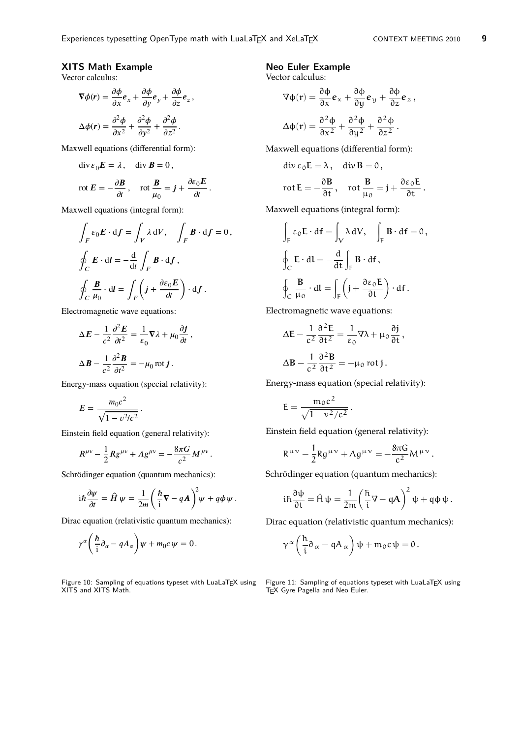### XITS Math Example

Vector calculus:

$$\nabla\phi(\mathbf{r}) = \frac{\partial\phi}{\partial x}\mathbf{e}_x + \frac{\partial\phi}{\partial y}\mathbf{e}_y + \frac{\partial\phi}{\partial z}\mathbf{e}_z\,,$$

$$\Delta\phi(\mathbf{r}) = \frac{\partial^2\phi}{\partial x^2} + \frac{\partial^2\phi}{\partial y^2} + \frac{\partial^2\phi}{\partial z^2}\,.$$

Maxwell equations (differential form):

$$\operatorname{div}\varepsilon_0\mathbf{E} = \lambda\,, \quad \operatorname{div}\mathbf{B} = 0\,,$$

$$\operatorname{rot}\mathbf{E} = -\frac{\partial\mathbf{B}}{\partial t}\,, \quad \operatorname{rot}\frac{\mathbf{B}}{\mu_0} = \mathbf{j} + \frac{\partial\varepsilon_0\mathbf{E}}{\partial t}\,.$$

Maxwell equations (integral form):

$$\int_F \varepsilon_0\mathbf{E}\cdot\mathrm{d}\mathbf{f} = \int_V \lambda\,\mathrm{d}V, \quad \int_F \mathbf{B}\cdot\mathrm{d}\mathbf{f} = 0\,,$$

$$\oint_C \mathbf{E}\cdot\mathrm{d}\mathbf{l} = -\frac{\mathrm{d}}{\mathrm{d}t}\int_F \mathbf{B}\cdot\mathrm{d}\mathbf{f}\,,$$

$$\oint_C \frac{\mathbf{B}}{\mu_0}\cdot\mathrm{d}\mathbf{l} = \int_F\left(\mathbf{j} + \frac{\partial\varepsilon_0\mathbf{E}}{\partial t}\right)\cdot\mathrm{d}\mathbf{f}\,.$$

Electromagnetic wave equations:

$$\Delta\mathbf{E} - \frac{1}{c^2}\frac{\partial^2\mathbf{E}}{\partial t^2} = \frac{1}{\varepsilon_0}\nabla\lambda + \mu_0\frac{\partial\mathbf{j}}{\partial t}\,,$$

$$\Delta\mathbf{B} - \frac{1}{c^2}\frac{\partial^2\mathbf{B}}{\partial t^2} = -\mu_0\operatorname{rot}\mathbf{j}\,.$$

Energy-mass equation (special relativity):

$$E = \frac{m_0c^2}{\sqrt{1 - v^2/c^2}}\,.$$

Einstein field equation (general relativity):

$$R^{\mu\nu} - \frac{1}{2}Rg^{\mu\nu} + \Lambda g^{\mu\nu} = -\frac{8\pi G}{c^2}M^{\mu\nu}\,.$$

Schrödinger equation (quantum mechanics):

$$\mathrm{i}\hbar\frac{\partial\psi}{\partial t} = \hat{H}\,\psi = \frac{1}{2m}\left(\frac{\hbar}{\mathrm{i}}\nabla - q\mathbf{A}\right)^2\psi + q\phi\,\psi\,.$$

Dirac equation (relativistic quantum mechanics):

$$\gamma^\alpha\left(\frac{\hbar}{\mathrm{i}}\partial_\alpha - qA_\alpha\right)\psi + m_0c\,\psi = 0\,.$$

Figure 10: Sampling of equations typeset with LuaLaTEX using XITS and XITS Math.

### Neo Euler Example

Vector calculus:

$$\nabla\phi(\mathbf{r}) = \frac{\partial\phi}{\partial x}\mathbf{e}_x + \frac{\partial\phi}{\partial y}\mathbf{e}_y + \frac{\partial\phi}{\partial z}\mathbf{e}_z\,,$$

$$\Delta\phi(\mathbf{r}) = \frac{\partial^2\phi}{\partial x^2} + \frac{\partial^2\phi}{\partial y^2} + \frac{\partial^2\phi}{\partial z^2}\,.$$

Maxwell equations (differential form):

$$\operatorname{div}\varepsilon_0\mathbf{E} = \lambda\,, \quad \operatorname{div}\mathbf{B} = 0\,,$$

$$\operatorname{rot}\mathbf{E} = -\frac{\partial\mathbf{B}}{\partial t}\,, \quad \operatorname{rot}\frac{\mathbf{B}}{\mu_0} = \mathbf{j} + \frac{\partial\varepsilon_0\mathbf{E}}{\partial t}\,.$$

Maxwell equations (integral form):

$$\int_F \varepsilon_0\mathbf{E}\cdot\mathrm{d}\mathbf{f} = \int_V \lambda\,\mathrm{d}V, \quad \int_F \mathbf{B}\cdot\mathrm{d}\mathbf{f} = 0\,,$$

$$\oint_C \mathbf{E}\cdot\mathrm{d}\mathbf{l} = -\frac{\mathrm{d}}{\mathrm{d}t}\int_F \mathbf{B}\cdot\mathrm{d}\mathbf{f}\,,$$

$$\oint_C \frac{\mathbf{B}}{\mu_0}\cdot\mathrm{d}\mathbf{l} = \int_F\left(\mathbf{j} + \frac{\partial\varepsilon_0\mathbf{E}}{\partial t}\right)\cdot\mathrm{d}\mathbf{f}\,.$$

Electromagnetic wave equations:

$$\Delta\mathbf{E} - \frac{1}{c^2}\frac{\partial^2\mathbf{E}}{\partial t^2} = \frac{1}{\varepsilon_0}\nabla\lambda + \mu_0\frac{\partial\mathbf{j}}{\partial t}\,,$$

$$\Delta\mathbf{B} - \frac{1}{c^2}\frac{\partial^2\mathbf{B}}{\partial t^2} = -\mu_0\operatorname{rot}\mathbf{j}\,.$$

Energy-mass equation (special relativity):

$$E = \frac{m_0c^2}{\sqrt{1 - v^2/c^2}}\,.$$

Einstein field equation (general relativity):

$$R^{\mu\nu} - \frac{1}{2}Rg^{\mu\nu} + \Lambda g^{\mu\nu} = -\frac{8\pi G}{c^2}M^{\mu\nu}\,.$$

Schrödinger equation (quantum mechanics):

$$\mathrm{i}\hbar\frac{\partial\psi}{\partial t} = \hat{H}\,\psi = \frac{1}{2m}\left(\frac{\hbar}{\mathrm{i}}\nabla - q\mathbf{A}\right)^2\psi + q\phi\,\psi\,.$$

Dirac equation (relativistic quantum mechanics):

$$\gamma^\alpha\left(\frac{\hbar}{\mathrm{i}}\partial_\alpha - qA_\alpha\right)\psi + m_0c\,\psi = 0\,.$$

Figure 11: Sampling of equations typeset with LuaLaTEX using TEX Gyre Pagella and Neo Euler.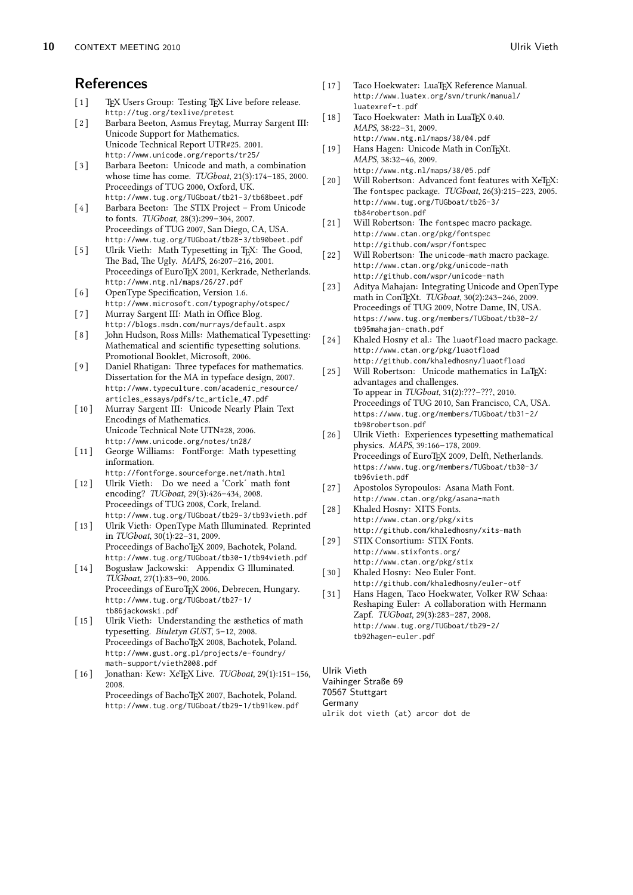## References

[ 1 ] TEX Users Group: Testing TEX Live before release. http://tug.org/texlive/pretest

[ 2 ] Barbara Beeton, Asmus Freytag, Murray Sargent III: Unicode Support for Mathematics. Unicode Technical Report UTR#25. 2001. http://www.unicode.org/reports/tr25/

[ 3 ] Barbara Beeton: Unicode and math, a combination whose time has come. *TUGboat*, 21(3):174–185, 2000. Proceedings of TUG 2000, Oxford, UK. http://www.tug.org/TUGboat/tb21-3/tb68beet.pdf

[ 4 ] Barbara Beeton: The STIX Project – From Unicode to fonts. *TUGboat*, 28(3):299–304, 2007. Proceedings of TUG 2007, San Diego, CA, USA. http://www.tug.org/TUGboat/tb28-3/tb90beet.pdf

[ 5 ] Ulrik Vieth: Math Typesetting in TEX: The Good, The Bad, The Ugly. *MAPS*, 26:207–216, 2001. Proceedings of EuroTEX 2001, Kerkrade, Netherlands. http://www.ntg.nl/maps/26/27.pdf

[ 6 ] OpenType Specification, Version 1.6. http://www.microsoft.com/typography/otspec/

[ 7 ] Murray Sargent III: Math in Office Blog. http://blogs.msdn.com/murrays/default.aspx

[ 8 ] John Hudson, Ross Mills: Mathematical Typesetting: Mathematical and scientific typesetting solutions. Promotional Booklet, Microsoft, 2006.

[ 9 ] Daniel Rhatigan: Three typefaces for mathematics. Dissertation for the MA in typeface design, 2007. http://www.typeculture.com/academic_resource/articles_essays/pdfs/tc_article_47.pdf

[ 10 ] Murray Sargent III: Unicode Nearly Plain Text Encodings of Mathematics. Unicode Technical Note UTN#28, 2006. http://www.unicode.org/notes/tn28/

[ 11 ] George Williams: FontForge: Math typesetting information. http://fontforge.sourceforge.net/math.html

[ 12 ] Ulrik Vieth: Do we need a 'Cork' math font encoding? *TUGboat*, 29(3):426–434, 2008. Proceedings of TUG 2008, Cork, Ireland. http://www.tug.org/TUGboat/tb29-3/tb93vieth.pdf

[ 13 ] Ulrik Vieth: OpenType Math Illuminated. Reprinted in *TUGboat*, 30(1):22–31, 2009. Proceedings of BachoTEX 2009, Bachotek, Poland. http://www.tug.org/TUGboat/tb30-1/tb94vieth.pdf

[ 14 ] Bogusław Jackowski: Appendix G Illuminated. *TUGboat*, 27(1):83–90, 2006. Proceedings of EuroTEX 2006, Debrecen, Hungary. http://www.tug.org/TUGboat/tb27-1/tb86jackowski.pdf

[ 15 ] Ulrik Vieth: Understanding the æsthetics of math typesetting. *Biuletyn GUST*, 5–12, 2008. Proceedings of BachoTEX 2008, Bachotek, Poland. http://www.gust.org.pl/projects/e-foundry/math-support/vieth2008.pdf

[ 16 ] Jonathan: Kew: XeTEX Live. *TUGboat*, 29(1):151–156, 2008. Proceedings of BachoTEX 2007, Bachotek, Poland. http://www.tug.org/TUGboat/tb29-1/tb91kew.pdf

[ 17 ] Taco Hoekwater: LuaTEX Reference Manual. http://www.luatex.org/svn/trunk/manual/luatexref-t.pdf

[ 18 ] Taco Hoekwater: Math in LuaTEX 0.40. *MAPS*, 38:22–31, 2009. http://www.ntg.nl/maps/38/04.pdf

[ 19 ] Hans Hagen: Unicode Math in ConTEXt. *MAPS*, 38:32–46, 2009. http://www.ntg.nl/maps/38/05.pdf

[ 20 ] Will Robertson: Advanced font features with XeTEX: The fontspec package. *TUGboat*, 26(3):215–223, 2005. http://www.tug.org/TUGboat/tb26-3/tb84robertson.pdf

[ 21 ] Will Robertson: The fontspec macro package. http://www.ctan.org/pkg/fontspec http://github.com/wspr/fontspec

[ 22 ] Will Robertson: The unicode-math macro package. http://www.ctan.org/pkg/unicode-math http://github.com/wspr/unicode-math

[ 23 ] Aditya Mahajan: Integrating Unicode and OpenType math in ConTEXt. *TUGboat*, 30(2):243–246, 2009. Proceedings of TUG 2009, Notre Dame, IN, USA. https://www.tug.org/members/TUGboat/tb30-2/tb95mahajan-cmath.pdf

[ 24 ] Khaled Hosny et al.: The luaotfload macro package. http://www.ctan.org/pkg/luaotfload http://github.com/khaledhosny/luaotfload

[ 25 ] Will Robertson: Unicode mathematics in LaTEX: advantages and challenges. To appear in *TUGboat*, 31(2):???–???, 2010. Proceedings of TUG 2010, San Francisco, CA, USA. https://www.tug.org/members/TUGboat/tb31-2/tb98robertson.pdf

[ 26 ] Ulrik Vieth: Experiences typesetting mathematical physics. *MAPS*, 39:166–178, 2009. Proceedings of EuroTEX 2009, Delft, Netherlands. https://www.tug.org/members/TUGboat/tb30-3/tb96vieth.pdf

[ 27 ] Apostolos Syropoulos: Asana Math Font. http://www.ctan.org/pkg/asana-math

[ 28 ] Khaled Hosny: XITS Fonts. http://www.ctan.org/pkg/xits http://github.com/khaledhosny/xits-math

[ 29 ] STIX Consortium: STIX Fonts. http://www.stixfonts.org/ http://www.ctan.org/pkg/stix

[ 30 ] Khaled Hosny: Neo Euler Font. http://github.com/khaledhosny/euler-otf

[ 31 ] Hans Hagen, Taco Hoekwater, Volker RW Schaa: Reshaping Euler: A collaboration with Hermann Zapf. *TUGboat*, 29(3):283–287, 2008. http://www.tug.org/TUGboat/tb29-2/tb92hagen-euler.pdf

Ulrik Vieth
Vaihinger Straße 69
70567 Stuttgart
Germany
ulrik dot vieth (at) arcor dot de